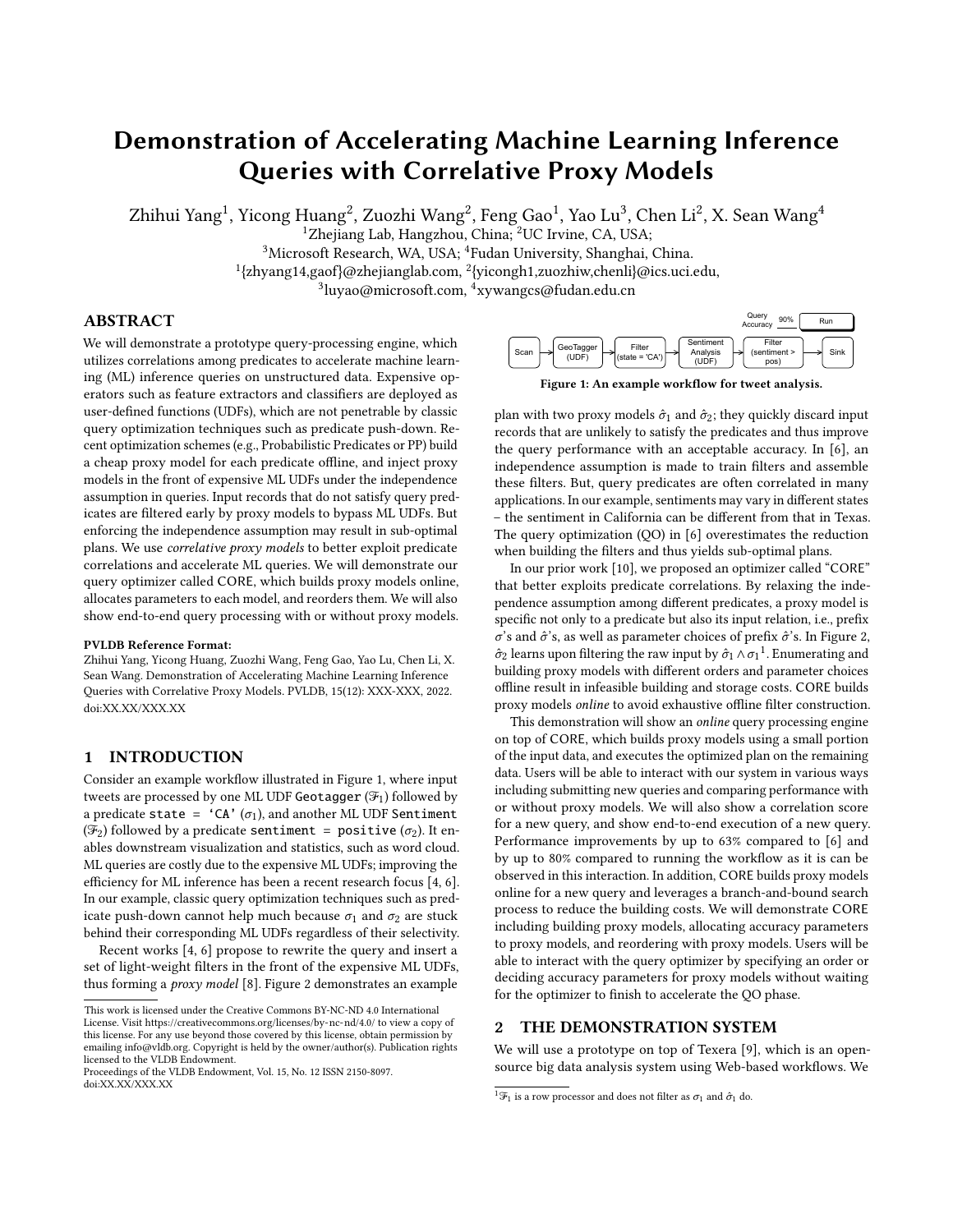# Demonstration of Accelerating Machine Learning Inference Queries with Correlative Proxy Models

Zhihui Yang[1], Yicong Huang[2], Zuozhi Wang[2], Feng Gao[1], Yao Lu[3], Chen Li[2], X. Sean Wang[4]

[1]Zhejiang Lab, Hangzhou, China; [2]UC Irvine, CA, USA;

[3]Microsoft Research, WA, USA; [4]Fudan University, Shanghai, China.

[1]{zhyang14,gaof}@zhejianglab.com, [2]{yicongh1,zuozhiw,chenli}@ics.uci.edu,

[3]luyao@microsoft.com, [4]xywangcs@fudan.edu.cn

## ABSTRACT

We will demonstrate a prototype query-processing engine, which utilizes correlations among predicates to accelerate machine learning (ML) inference queries on unstructured data. Expensive operators such as feature extractors and classifiers are deployed as user-defined functions (UDFs), which are not penetrable by classic query optimization techniques such as predicate push-down. Recent optimization schemes (e.g., Probabilistic Predicates or PP) build a cheap proxy model for each predicate offline, and inject proxy models in the front of expensive ML UDFs under the independence assumption in queries. Input records that do not satisfy query predicates are filtered early by proxy models to bypass ML UDFs. But enforcing the independence assumption may result in sub-optimal plans. We use *correlative proxy models* to better exploit predicate correlations and accelerate ML queries. We will demonstrate our query optimizer called CORE, which builds proxy models online, allocates parameters to each model, and reorders them. We will also show end-to-end query processing with or without proxy models.

**PVLDB Reference Format:**

Zhihui Yang, Yicong Huang, Zuozhi Wang, Feng Gao, Yao Lu, Chen Li, X. Sean Wang. Demonstration of Accelerating Machine Learning Inference Queries with Correlative Proxy Models. PVLDB, 15(12): XXX-XXX, 2022. doi:XX.XX/XXX.XX

## 1 INTRODUCTION

Consider an example workflow illustrated in Figure 1, where input tweets are processed by one ML UDF `Geotagger` ($\mathcal{F}_1$) followed by a predicate `state = 'CA'` ($\sigma_1$), and another ML UDF `Sentiment` ($\mathcal{F}_2$) followed by a predicate `sentiment = positive` ($\sigma_2$). It enables downstream visualization and statistics, such as word cloud. ML queries are costly due to the expensive ML UDFs; improving the efficiency for ML inference has been a recent research focus [4, 6]. In our example, classic query optimization techniques such as predicate push-down cannot help much because $\sigma_1$ and $\sigma_2$ are stuck behind their corresponding ML UDFs regardless of their selectivity.

Recent works [4, 6] propose to rewrite the query and insert a set of light-weight filters in the front of the expensive ML UDFs, thus forming a *proxy model* [8]. Figure 2 demonstrates an example plan with two proxy models $\hat{\sigma}_1$ and $\hat{\sigma}_2$; they quickly discard input records that are unlikely to satisfy the predicates and thus improve the query performance with an acceptable accuracy. In [6], an independence assumption is made to train filters and assemble these filters. But, query predicates are often correlated in many applications. In our example, sentiments may vary in different states – the sentiment in California can be different from that in Texas. The query optimization (QO) in [6] overestimates the reduction when building the filters and thus yields sub-optimal plans.

Query Accuracy 90% Run

Scan → GeoTagger (UDF) → Filter (state = 'CA') → Sentiment Analysis (UDF) → Filter (sentiment > pos) → Sink

Figure 1: An example workflow for tweet analysis.

In our prior work [10], we proposed an optimizer called "CORE" that better exploits predicate correlations. By relaxing the independence assumption among different predicates, a proxy model is specific not only to a predicate but also its input relation, i.e., prefix $\sigma$'s and $\hat{\sigma}$'s, as well as parameter choices of prefix $\hat{\sigma}$'s. In Figure 2, $\hat{\sigma}_2$ learns upon filtering the raw input by $\hat{\sigma}_1 \wedge \sigma_1$[1]. Enumerating and building proxy models with different orders and parameter choices offline result in infeasible building and storage costs. CORE builds proxy models *online* to avoid exhaustive offline filter construction.

This demonstration will show an *online* query processing engine on top of CORE, which builds proxy models using a small portion of the input data, and executes the optimized plan on the remaining data. Users will be able to interact with our system in various ways including submitting new queries and comparing performance with or without proxy models. We will also show a correlation score for a new query, and show end-to-end execution of a new query. Performance improvements by up to 63% compared to [6] and by up to 80% compared to running the workflow as it is can be observed in this interaction. In addition, CORE builds proxy models online for a new query and leverages a branch-and-bound search process to reduce the building costs. We will demonstrate CORE including building proxy models, allocating accuracy parameters to proxy models, and reordering with proxy models. Users will be able to interact with the query optimizer by specifying an order or deciding accuracy parameters for proxy models without waiting for the optimizer to finish to accelerate the QO phase.

## 2 THE DEMONSTRATION SYSTEM

We will use a prototype on top of Texera [9], which is an open-source big data analysis system using Web-based workflows. We

---

This work is licensed under the Creative Commons BY-NC-ND 4.0 International License. Visit https://creativecommons.org/licenses/by-nc-nd/4.0/ to view a copy of this license. For any use beyond those covered by this license, obtain permission by emailing info@vldb.org. Copyright is held by the owner/author(s). Publication rights licensed to the VLDB Endowment.

Proceedings of the VLDB Endowment, Vol. 15, No. 12 ISSN 2150-8097.
doi:XX.XX/XXX.XX

[1] $\mathcal{F}_1$ is a row processor and does not filter as $\sigma_1$ and $\hat{\sigma}_1$ do.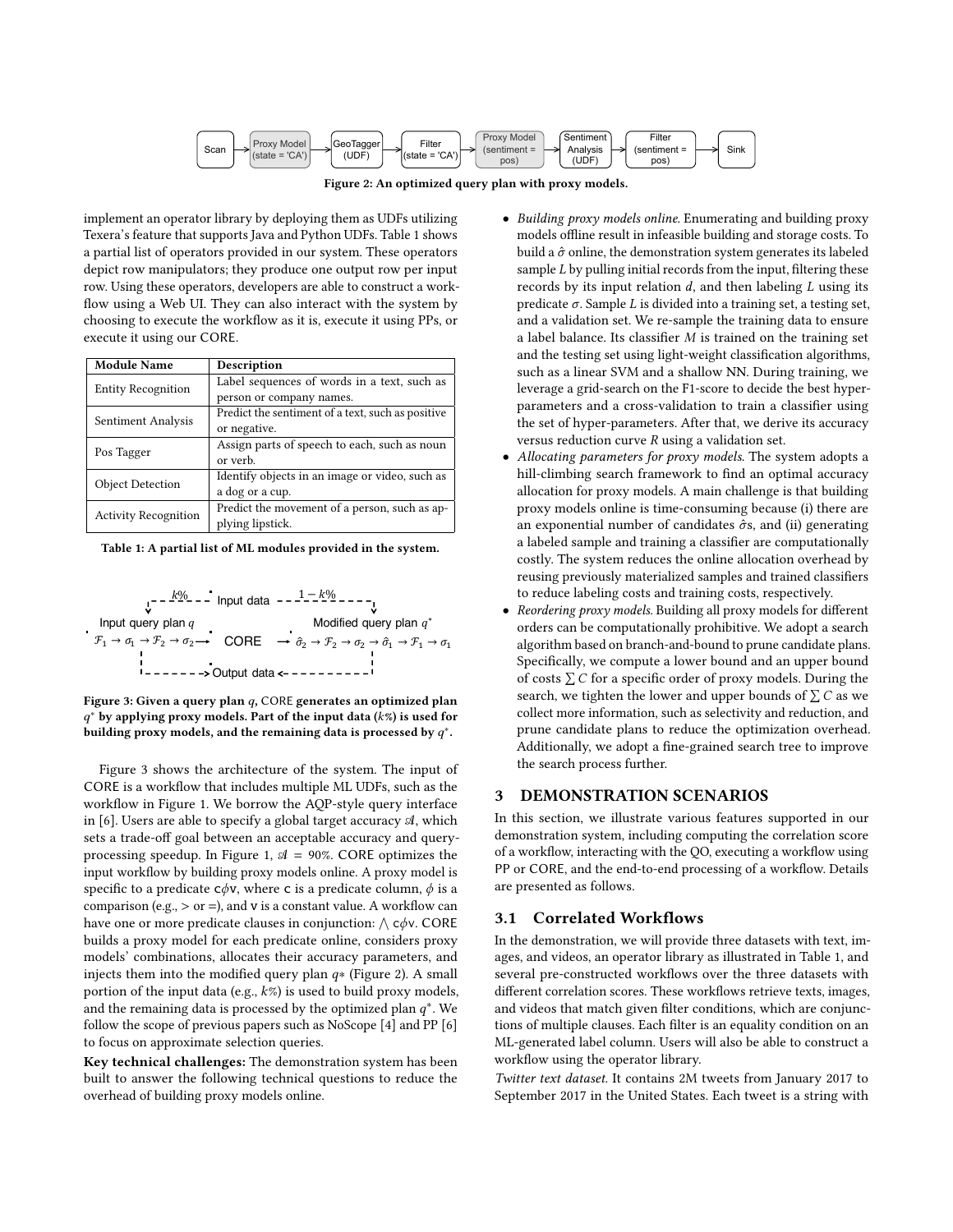Scan → Proxy Model (state = 'CA') → GeoTagger (UDF) → Filter (state = 'CA') → Proxy Model (sentiment = pos) → Sentiment Analysis (UDF) → Filter (sentiment = pos) → Sink

**Figure 2: An optimized query plan with proxy models.**

implement an operator library by deploying them as UDFs utilizing Texera's feature that supports Java and Python UDFs. Table 1 shows a partial list of operators provided in our system. These operators depict row manipulators; they produce one output row per input row. Using these operators, developers are able to construct a workflow using a Web UI. They can also interact with the system by choosing to execute the workflow as it is, execute it using PPs, or execute it using our CORE.

| Module Name | Description |
|---|---|
| Entity Recognition | Label sequences of words in a text, such as person or company names. |
| Sentiment Analysis | Predict the sentiment of a text, such as positive or negative. |
| Pos Tagger | Assign parts of speech to each, such as noun or verb. |
| Object Detection | Identify objects in an image or video, such as a dog or a cup. |
| Activity Recognition | Predict the movement of a person, such as applying lipstick. |

**Table 1: A partial list of ML modules provided in the system.**

Input data: $k\%$ → Input query plan $q$: $\mathcal{F}_1 \rightarrow \sigma_1 \rightarrow \mathcal{F}_2 \rightarrow \sigma_2 \rightarrow$ CORE $\rightarrow$ Modified query plan $q^*$: $\hat{\sigma}_2 \rightarrow \mathcal{F}_2 \rightarrow \sigma_2 \rightarrow \hat{\sigma}_1 \rightarrow \mathcal{F}_1 \rightarrow \sigma_1$ (Input data: $1-k\%$) → Output data

**Figure 3: Given a query plan $q$, CORE generates an optimized plan $q^*$ by applying proxy models. Part of the input data ($k\%$) is used for building proxy models, and the remaining data is processed by $q^*$.**

Figure 3 shows the architecture of the system. The input of CORE is a workflow that includes multiple ML UDFs, such as the workflow in Figure 1. We borrow the AQP-style query interface in [6]. Users are able to specify a global target accuracy $\mathscr{A}$, which sets a trade-off goal between an acceptable accuracy and query-processing speedup. In Figure 1, $\mathscr{A} = 90\%$. CORE optimizes the input workflow by building proxy models online. A proxy model is specific to a predicate $\mathsf{c}\phi\mathsf{v}$, where $\mathsf{c}$ is a predicate column, $\phi$ is a comparison (e.g., $>$ or $=$), and $\mathsf{v}$ is a constant value. A workflow can have one or more predicate clauses in conjunction: $\bigwedge \mathsf{c}\phi\mathsf{v}$. CORE builds a proxy model for each predicate online, considers proxy models' combinations, allocates their accuracy parameters, and injects them into the modified query plan $q*$ (Figure 2). A small portion of the input data (e.g., $k\%$) is used to build proxy models, and the remaining data is processed by the optimized plan $q^*$. We follow the scope of previous papers such as NoScope [4] and PP [6] to focus on approximate selection queries.

**Key technical challenges:** The demonstration system has been built to answer the following technical questions to reduce the overhead of building proxy models online.

- *Building proxy models online.* Enumerating and building proxy models offline result in infeasible building and storage costs. To build a $\hat{\sigma}$ online, the demonstration system generates its labeled sample $L$ by pulling initial records from the input, filtering these records by its input relation $d$, and then labeling $L$ using its predicate $\sigma$. Sample $L$ is divided into a training set, a testing set, and a validation set. We re-sample the training data to ensure a label balance. Its classifier $M$ is trained on the training set and the testing set using light-weight classification algorithms, such as a linear SVM and a shallow NN. During training, we leverage a grid-search on the F1-score to decide the best hyper-parameters and a cross-validation to train a classifier using the set of hyper-parameters. After that, we derive its accuracy versus reduction curve $R$ using a validation set.
- *Allocating parameters for proxy models.* The system adopts a hill-climbing search framework to find an optimal accuracy allocation for proxy models. A main challenge is because (i) there are an exponential number of candidates $\hat{\sigma}$s, and (ii) generating a labeled sample and training a classifier are computationally costly. The system reduces the online allocation overhead by reusing previously materialized samples and trained classifiers to reduce labeling costs and training costs, respectively.
- *Reordering proxy models.* Building all proxy models for different orders can be computationally prohibitive. We adopt a search algorithm based on branch-and-bound to prune candidate plans. Specifically, we compute a lower bound and an upper bound of costs $\sum C$ for a specific order of proxy models. During the search, we tighten the lower and upper bounds of $\sum C$ as we collect more information, such as selectivity and reduction, and prune candidate plans to reduce the optimization overhead. Additionally, we adopt a fine-grained search tree to improve the search process further.

## 3 DEMONSTRATION SCENARIOS

In this section, we illustrate various features supported in our demonstration system, including computing the correlation score of a workflow, interacting with the QO, executing a workflow using PP or CORE, and the end-to-end processing of a workflow. Details are presented as follows.

### 3.1 Correlated Workflows

In the demonstration, we will provide three datasets with text, images, and videos, an operator library as illustrated in Table 1, and several pre-constructed workflows over the three datasets with different correlation scores. These workflows retrieve texts, images, and videos that match given filter conditions, which are conjunctions of multiple clauses. Each filter is an equality condition on an ML-generated label column. Users will also be able to construct a workflow using the operator library.

*Twitter text dataset.* It contains 2M tweets from January 2017 to September 2017 in the United States. Each tweet is a string with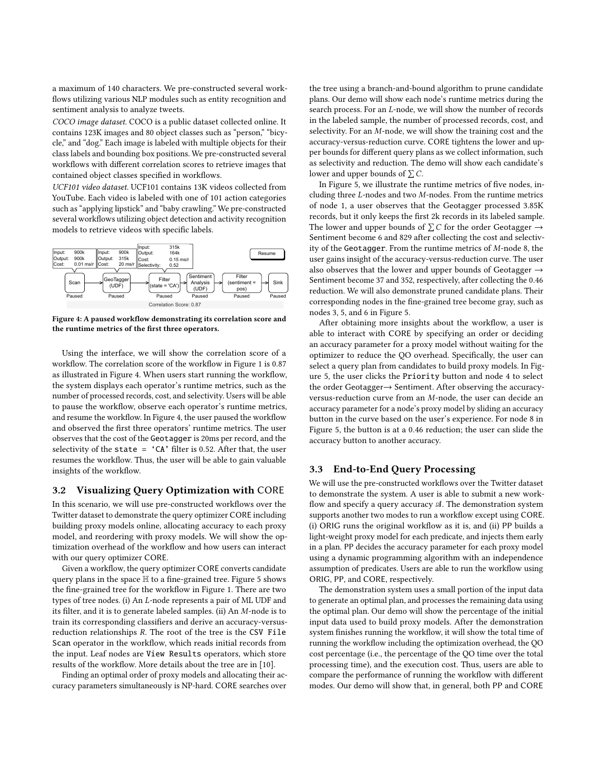a maximum of 140 characters. We pre-constructed several workflows utilizing various NLP modules such as entity recognition and sentiment analysis to analyze tweets.

*COCO image dataset.* COCO is a public dataset collected online. It contains 123K images and 80 object classes such as "person," "bicycle," and "dog." Each image is labeled with multiple objects for their class labels and bounding box positions. We pre-constructed several workflows with different correlation scores to retrieve images that contained object classes specified in workflows.

*UCF101 video dataset.* UCF101 contains 13K videos collected from YouTube. Each video is labeled with one of 101 action categories such as "applying lipstick" and "baby crawling." We pre-constructed several workflows utilizing object detection and activity recognition models to retrieve videos with specific labels.

**Figure 4: A paused workflow demonstrating its correlation score and the runtime metrics of the first three operators.**

Using the interface, we will show the correlation score of a workflow. The correlation score of the workflow in Figure 1 is 0.87 as illustrated in Figure 4. When users start running the workflow, the system displays each operator's runtime metrics, such as the number of processed records, cost, and selectivity. Users will be able to pause the workflow, observe each operator's runtime metrics, and resume the workflow. In Figure 4, the user paused the workflow and observed the first three operators' runtime metrics. The user observes that the cost of the `Geotagger` is 20ms per record, and the selectivity of the `state = 'CA'` filter is 0.52. After that, the user resumes the workflow. Thus, the user will be able to gain valuable insights of the workflow.

### 3.2 Visualizing Query Optimization with CORE

In this scenario, we will use pre-constructed workflows over the Twitter dataset to demonstrate the query optimizer CORE including building proxy models online, allocating accuracy to each proxy model, and reordering with proxy models. We will show the optimization overhead of the workflow and how users can interact with our query optimizer CORE.

Given a workflow, the query optimizer CORE converts candidate query plans in the space $\mathbb{H}$ to a fine-grained tree. Figure 5 shows the fine-grained tree for the workflow in Figure 1. There are two types of tree nodes. (i) An *L*-node represents a pair of ML UDF and its filter, and it is to generate labeled samples. (ii) An *M*-node is to train its corresponding classifiers and derive an accuracy-versus-reduction relationships *R*. The root of the tree is the `CSV File Scan` operator in the workflow, which reads initial records from the input. Leaf nodes are `View Results` operators, which store results of the workflow. More details about the tree are in [10].

Finding an optimal order of proxy models and allocating their accuracy parameters simultaneously is NP-hard. CORE searches over the tree using a branch-and-bound algorithm to prune candidate plans. Our demo will show each node's runtime metrics during the search process. For an *L*-node, we will show the number of records in the labeled sample, the number of processed records, cost, and selectivity. For an *M*-node, we will show the training cost and the accuracy-versus-reduction curve. CORE tightens the lower and upper bounds for different query plans as we collect information, such as selectivity and reduction. The demo will show each candidate's lower and upper bounds of $\sum C$.

In Figure 5, we illustrate the runtime metrics of five nodes, including three *L*-nodes and two *M*-nodes. From the runtime metrics of node 1, a user observes that the Geotagger processed 3.85K records, but it only keeps the first 2k records in its labeled sample. The lower and upper bounds of $\sum C$ for the order Geotagger → Sentiment become 6 and 829 after collecting the cost and selectivity of the `Geotagger`. From the runtime metrics of *M*-node 8, the user gains insight of the accuracy-versus-reduction curve. The user also observes that the lower and upper bounds of Geotagger → Sentiment become 37 and 352, respectively, after collecting the 0.46 reduction. We will also demonstrate pruned candidate plans. Their corresponding nodes in the fine-grained tree become gray, such as nodes 3, 5, and 6 in Figure 5.

After obtaining more insights about the workflow, a user is able to interact with CORE by specifying an order or deciding an accuracy parameter for a proxy model without waiting for the optimizer to reduce the QO overhead. Specifically, the user can select a query plan from candidates to build proxy models. In Figure 5, the user clicks the `Priority` button and node 4 to select the order Geotagger→ Sentiment. After observing the accuracy-versus-reduction curve from an *M*-node, the user can decide an accuracy parameter for a node's proxy model by sliding an accuracy button in the curve based on the user's experience. For node 8 in Figure 5, the button is at a 0.46 reduction; the user can slide the accuracy button to another accuracy.

### 3.3 End-to-End Query Processing

We will use the pre-constructed workflows over the Twitter dataset to demonstrate the system. A user is able to submit a new workflow and specify a query accuracy $\mathscr{A}$. The demonstration system supports another two modes to run a workflow except using CORE. (i) ORIG runs the original workflow as it is, and (ii) PP builds a light-weight proxy model for each predicate, and injects them early in a plan. PP decides the accuracy parameter for each proxy model using a dynamic programming algorithm with an independence assumption of predicates. Users are able to run the workflow using ORIG, PP, and CORE, respectively.

The demonstration system uses a small portion of the input data to generate an optimal plan, and processes the remaining data using the optimal plan. Our demo will show the percentage of the initial input data used to build proxy models. After the demonstration system finishes running the workflow, it will show the total time of running the workflow including the optimization overhead, the QO cost percentage (i.e., the percentage of the QO time over the total processing time), and the execution cost. Thus, users are able to compare the performance of running the workflow with different modes. Our demo will show that, in general, both PP and CORE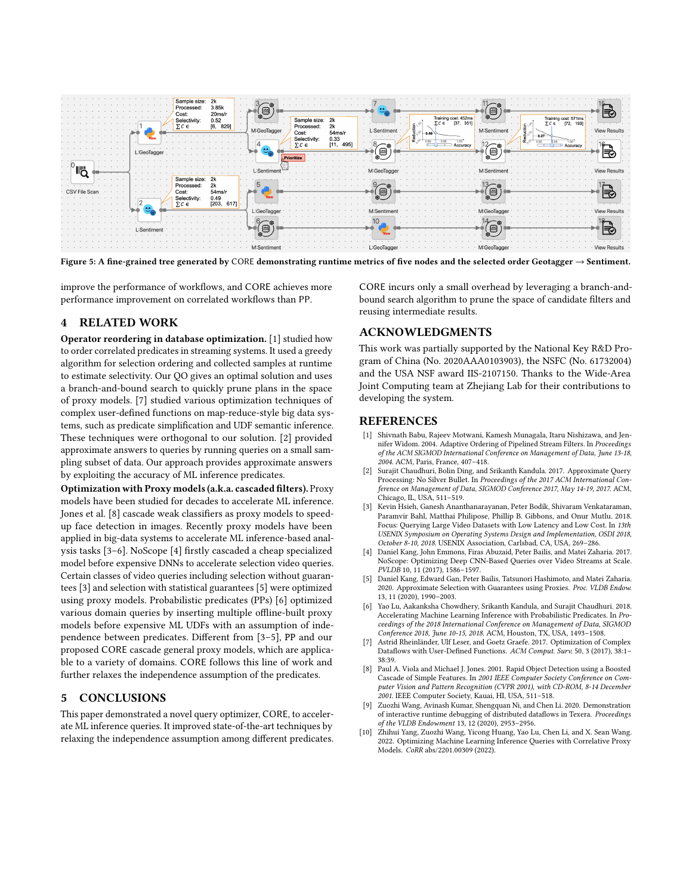Sample size: 2k
Processed: 3.85k
Cost: 20ms/r
Selectivity: 0.52
∑C ∈ [6, 829]

Sample size: 2k
Processed: 2k
Cost: 54ms/r
Selectivity: 0.33
∑C ∈ [11, 495]

Training cost: 452ms
∑C ∈ [37, 351]

Training cost: 571ms
∑C ∈ [72, 193]

Sample size: 2k
Processed: 2k
Cost: 54ms/r
Selectivity: 0.49
∑C ∈ [203, 617]

CSV File Scan
L:GeoTagger
L:Sentiment
M:GeoTagger
L:Sentiment
Prioritize
L:GeoTagger
M:Sentiment
L:Sentiment
M:GeoTagger
M:Sentiment
L:GeoTagger
M:Sentiment
M:GeoTagger
M:Sentiment
M:GeoTagger
M:GeoTagger
View Results

**Figure 5: A fine-grained tree generated by CORE demonstrating runtime metrics of five nodes and the selected order Geotagger → Sentiment.**

improve the performance of workflows, and CORE achieves more performance improvement on correlated workflows than PP.

## 4 RELATED WORK

**Operator reordering in database optimization.** [1] studied how to order correlated predicates in streaming systems. It used a greedy algorithm for selection ordering and collected samples at runtime to estimate selectivity. Our QO gives an optimal solution and uses a branch-and-bound search to quickly prune plans in the space of proxy models. [7] studied various optimization techniques of complex user-defined functions on map-reduce-style big data systems, such as predicate simplification and UDF semantic inference. These techniques were orthogonal to our solution. [2] provided approximate answers to queries by running queries on a small sampling subset of data. Our approach provides approximate answers by exploiting the accuracy of ML inference predicates.

**Optimization with Proxy models (a.k.a. cascaded filters).** Proxy models have been studied for decades to accelerate ML inference. Jones et al. [8] cascade weak classifiers as proxy models to speed-up face detection in images. Recently proxy models have been applied in big-data systems to accelerate ML inference-based analysis tasks [3–6]. NoScope [4] firstly cascaded a cheap specialized model before expensive DNNs to accelerate selection video queries. Certain classes of video queries including selection without guarantees [3] and selection with statistical guarantees [5] were optimized using proxy models. Probabilistic predicates (PPs) [6] optimized various domain queries by inserting multiple offline-built proxy models before expensive ML UDFs with an assumption of independence between predicates. Different from [3–5], PP and our proposed CORE cascade general proxy models, which are applicable to a variety of domains. CORE follows this line of work and further relaxes the independence assumption of the predicates.

## 5 CONCLUSIONS

This paper demonstrated a novel query optimizer, CORE, to accelerate ML inference queries. It improved state-of-the-art techniques by relaxing the independence assumption among different predicates. CORE incurs only a small overhead by leveraging a branch-and-bound search algorithm to prune the space of candidate filters and reusing intermediate results.

## ACKNOWLEDGMENTS

This work was partially supported by the National Key R&D Program of China (No. 2020AAA0103903), the NSFC (No. 61732004) and the USA NSF award IIS-2107150. Thanks to the Wide-Area Joint Computing team at Zhejiang Lab for their contributions to developing the system.

## REFERENCES

[1] Shivnath Babu, Rajeev Motwani, Kamesh Munagala, Itaru Nishizawa, and Jennifer Widom. 2004. Adaptive Ordering of Pipelined Stream Filters. In *Proceedings of the ACM SIGMOD International Conference on Management of Data, June 13-18, 2004*. ACM, Paris, France, 407–418.

[2] Surajit Chaudhuri, Bolin Ding, and Srikanth Kandula. 2017. Approximate Query Processing: No Silver Bullet. In *Proceedings of the 2017 ACM International Conference on Management of Data, SIGMOD Conference 2017, May 14-19, 2017*. ACM, Chicago, IL, USA, 511–519.

[3] Kevin Hsieh, Ganesh Ananthanarayanan, Peter Bodík, Shivaram Venkataraman, Paramvir Bahl, Matthai Philipose, Phillip B. Gibbons, and Onur Mutlu. 2018. Focus: Querying Large Video Datasets with Low Latency and Low Cost. In *13th USENIX Symposium on Operating Systems Design and Implementation, OSDI 2018, October 8-10, 2018*. USENIX Association, Carlsbad, CA, USA, 269–286.

[4] Daniel Kang, John Emmons, Firas Abuzaid, Peter Bailis, and Matei Zaharia. 2017. NoScope: Optimizing Deep CNN-Based Queries over Video Streams at Scale. *PVLDB* 10, 11 (2017), 1586–1597.

[5] Daniel Kang, Edward Gan, Peter Bailis, Tatsunori Hashimoto, and Matei Zaharia. 2020. Approximate Selection with Guarantees using Proxies. *Proc. VLDB Endow.* 13, 11 (2020), 1990–2003.

[6] Yao Lu, Aakanksha Chowdhery, Srikanth Kandula, and Surajit Chaudhuri. 2018. Accelerating Machine Learning Inference with Probabilistic Predicates. In *Proceedings of the 2018 International Conference on Management of Data, SIGMOD Conference 2018, June 10-15, 2018*. ACM, Houston, TX, USA, 1493–1508.

[7] Astrid Rheinländer, Ulf Leser, and Goetz Graefe. 2017. Optimization of Complex Dataflows with User-Defined Functions. *ACM Comput. Surv.* 50, 3 (2017), 38:1–38:39.

[8] Paul A. Viola and Michael J. Jones. 2001. Rapid Object Detection using a Boosted Cascade of Simple Features. In *2001 IEEE Computer Society Conference on Computer Vision and Pattern Recognition (CVPR 2001), with CD-ROM, 8-14 December 2001*. IEEE Computer Society, Kauai, HI, USA, 511–518.

[9] Zuozhi Wang, Avinash Kumar, Shengquan Ni, and Chen Li. 2020. Demonstration of interactive runtime debugging of distributed dataflows in Texera. *Proceedings of the VLDB Endowment* 13, 12 (2020), 2953–2956.

[10] Zhihui Yang, Zuozhi Wang, Yicong Huang, Yao Lu, Chen Li, and X. Sean Wang. 2022. Optimizing Machine Learning Inference Queries with Correlative Proxy Models. *CoRR* abs/2201.00309 (2022).